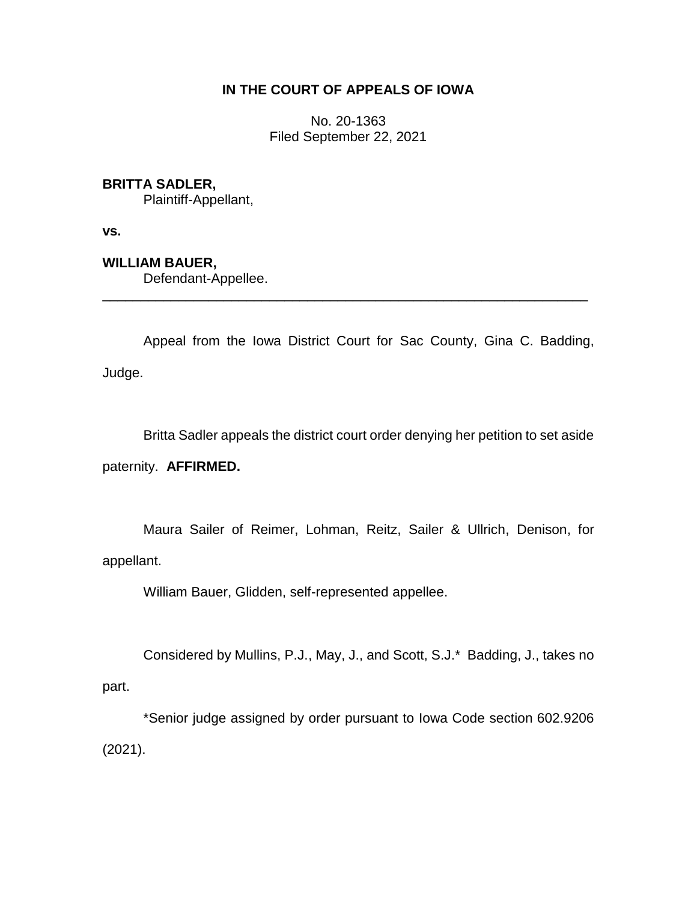**IN THE COURT OF APPEALS OF IOWA**

No. 20-1363
Filed September 22, 2021

**BRITTA SADLER,**
Plaintiff-Appellant,

**vs.**

**WILLIAM BAUER,**
Defendant-Appellee.

---

Appeal from the Iowa District Court for Sac County, Gina C. Badding, Judge.

Britta Sadler appeals the district court order denying her petition to set aside paternity. **AFFIRMED.**

Maura Sailer of Reimer, Lohman, Reitz, Sailer & Ullrich, Denison, for appellant.

William Bauer, Glidden, self-represented appellee.

Considered by Mullins, P.J., May, J., and Scott, S.J.* Badding, J., takes no part.

*Senior judge assigned by order pursuant to Iowa Code section 602.9206 (2021).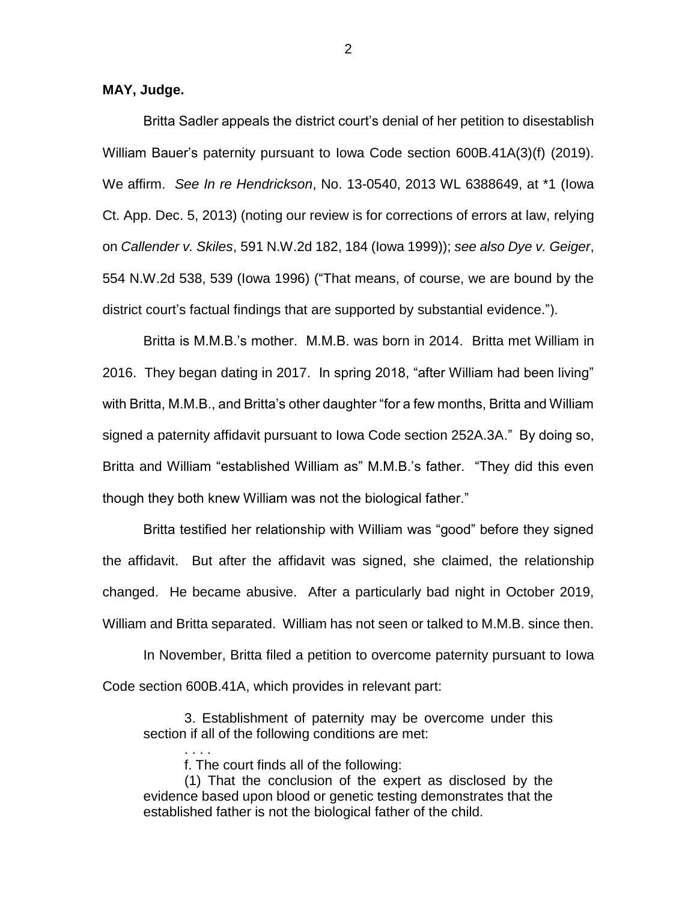**MAY, Judge.**

Britta Sadler appeals the district court's denial of her petition to disestablish William Bauer's paternity pursuant to Iowa Code section 600B.41A(3)(f) (2019). We affirm. *See In re Hendrickson*, No. 13-0540, 2013 WL 6388649, at *1 (Iowa Ct. App. Dec. 5, 2013) (noting our review is for corrections of errors at law, relying on *Callender v. Skiles*, 591 N.W.2d 182, 184 (Iowa 1999)); *see also Dye v. Geiger*, 554 N.W.2d 538, 539 (Iowa 1996) ("That means, of course, we are bound by the district court's factual findings that are supported by substantial evidence.").

Britta is M.M.B.'s mother. M.M.B. was born in 2014. Britta met William in 2016. They began dating in 2017. In spring 2018, "after William had been living" with Britta, M.M.B., and Britta's other daughter "for a few months, Britta and William signed a paternity affidavit pursuant to Iowa Code section 252A.3A." By doing so, Britta and William "established William as" M.M.B.'s father. "They did this even though they both knew William was not the biological father."

Britta testified her relationship with William was "good" before they signed the affidavit. But after the affidavit was signed, she claimed, the relationship changed. He became abusive. After a particularly bad night in October 2019, William and Britta separated. William has not seen or talked to M.M.B. since then.

In November, Britta filed a petition to overcome paternity pursuant to Iowa Code section 600B.41A, which provides in relevant part:

> 3. Establishment of paternity may be overcome under this section if all of the following conditions are met:
>
> . . . .
>
> f. The court finds all of the following:
>
> (1) That the conclusion of the expert as disclosed by the evidence based upon blood or genetic testing demonstrates that the established father is not the biological father of the child.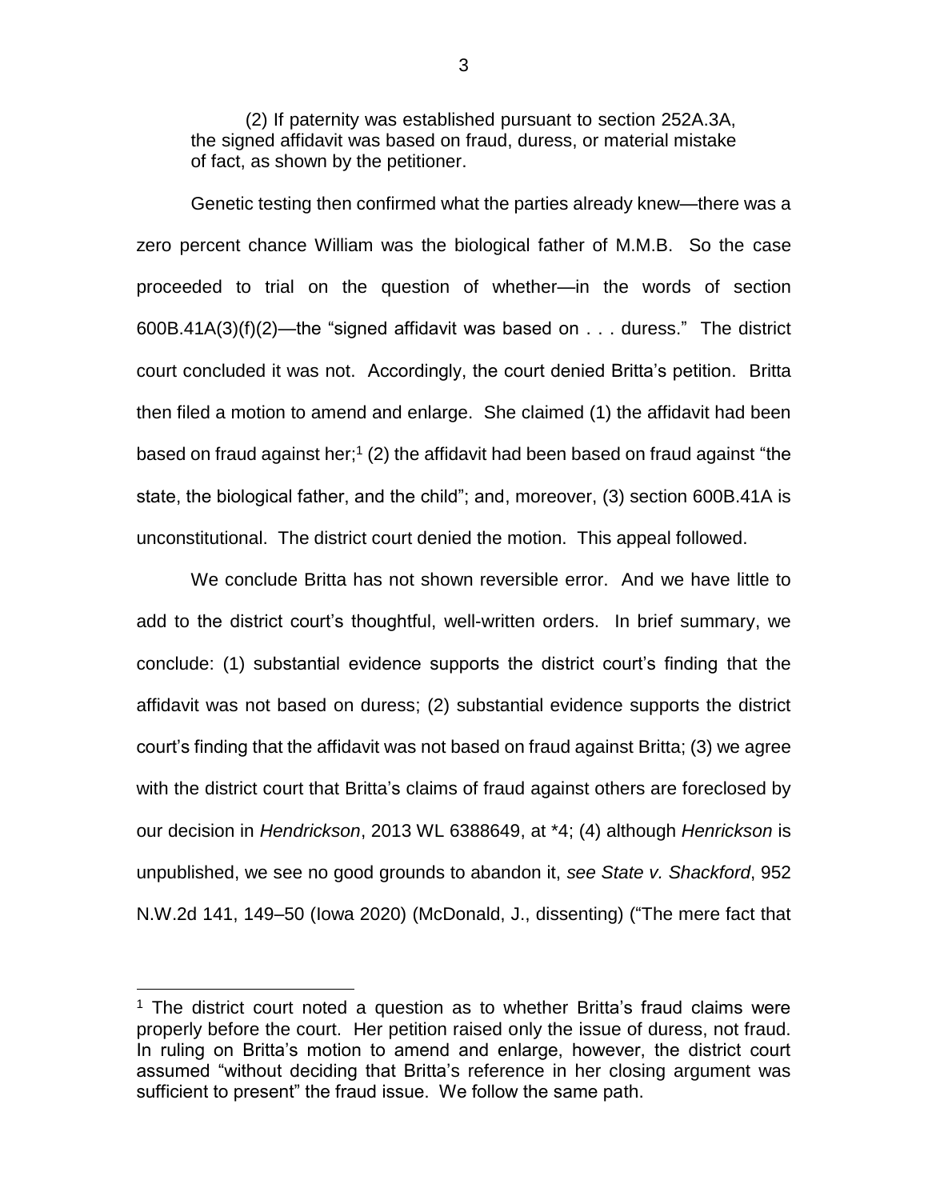(2) If paternity was established pursuant to section 252A.3A, the signed affidavit was based on fraud, duress, or material mistake of fact, as shown by the petitioner.

Genetic testing then confirmed what the parties already knew—there was a zero percent chance William was the biological father of M.M.B. So the case proceeded to trial on the question of whether—in the words of section 600B.41A(3)(f)(2)—the "signed affidavit was based on . . . duress." The district court concluded it was not. Accordingly, the court denied Britta's petition. Britta then filed a motion to amend and enlarge. She claimed (1) the affidavit had been based on fraud against her;[1] (2) the affidavit had been based on fraud against "the state, the biological father, and the child"; and, moreover, (3) section 600B.41A is unconstitutional. The district court denied the motion. This appeal followed.

We conclude Britta has not shown reversible error. And we have little to add to the district court's thoughtful, well-written orders. In brief summary, we conclude: (1) substantial evidence supports the district court's finding that the affidavit was not based on duress; (2) substantial evidence supports the district court's finding that the affidavit was not based on fraud against Britta; (3) we agree with the district court that Britta's claims of fraud against others are foreclosed by our decision in *Hendrickson*, 2013 WL 6388649, at *4; (4) although *Henrickson* is unpublished, we see no good grounds to abandon it, *see State v. Shackford*, 952 N.W.2d 141, 149–50 (Iowa 2020) (McDonald, J., dissenting) ("The mere fact that

[1] The district court noted a question as to whether Britta's fraud claims were properly before the court. Her petition raised only the issue of duress, not fraud. In ruling on Britta's motion to amend and enlarge, however, the district court assumed "without deciding that Britta's reference in her closing argument was sufficient to present" the fraud issue. We follow the same path.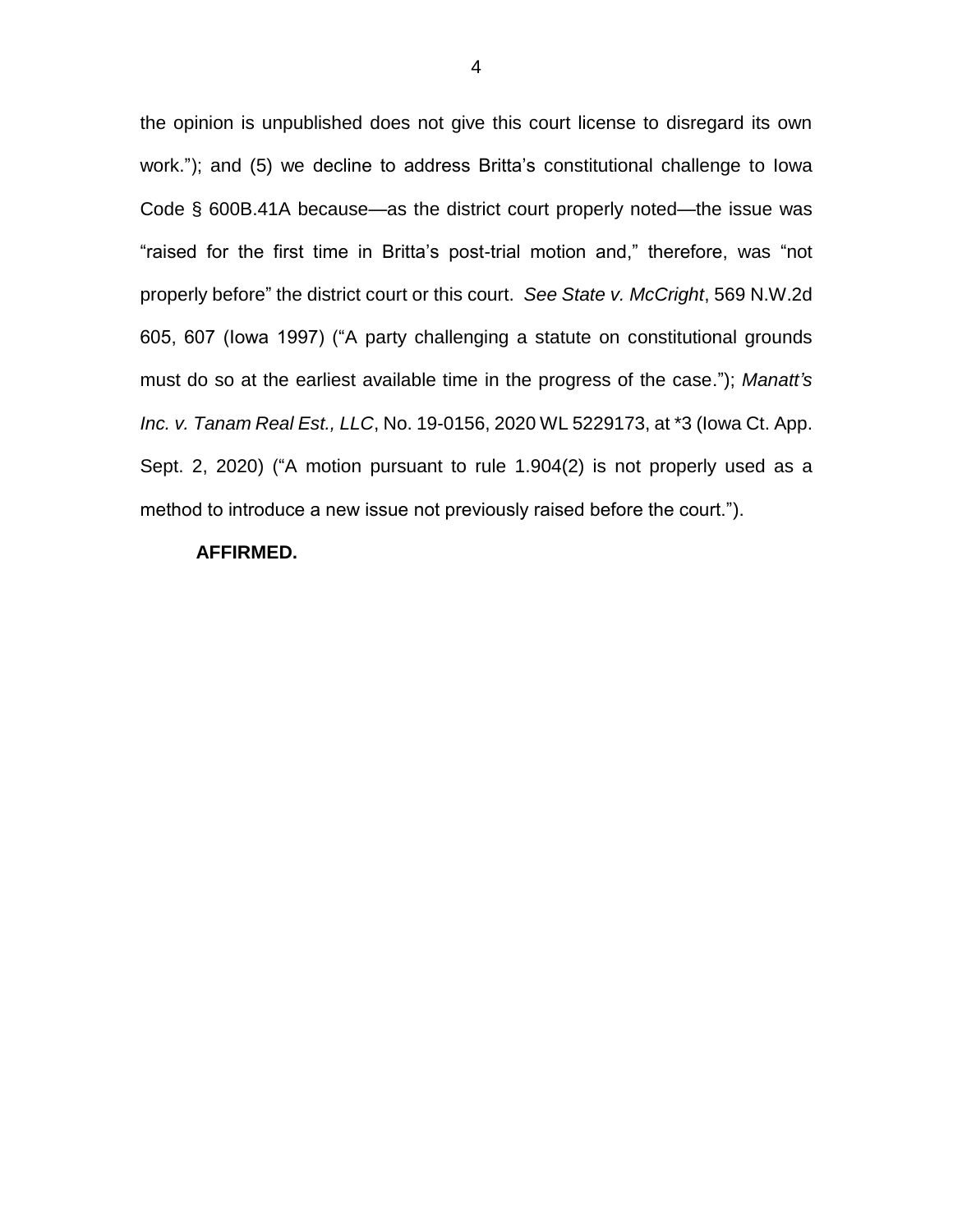the opinion is unpublished does not give this court license to disregard its own work."); and (5) we decline to address Britta's constitutional challenge to Iowa Code § 600B.41A because—as the district court properly noted—the issue was "raised for the first time in Britta's post-trial motion and," therefore, was "not properly before" the district court or this court. *See State v. McCright*, 569 N.W.2d 605, 607 (Iowa 1997) ("A party challenging a statute on constitutional grounds must do so at the earliest available time in the progress of the case."); *Manatt's Inc. v. Tanam Real Est., LLC*, No. 19-0156, 2020 WL 5229173, at *3 (Iowa Ct. App. Sept. 2, 2020) ("A motion pursuant to rule 1.904(2) is not properly used as a method to introduce a new issue not previously raised before the court.").

**AFFIRMED.**